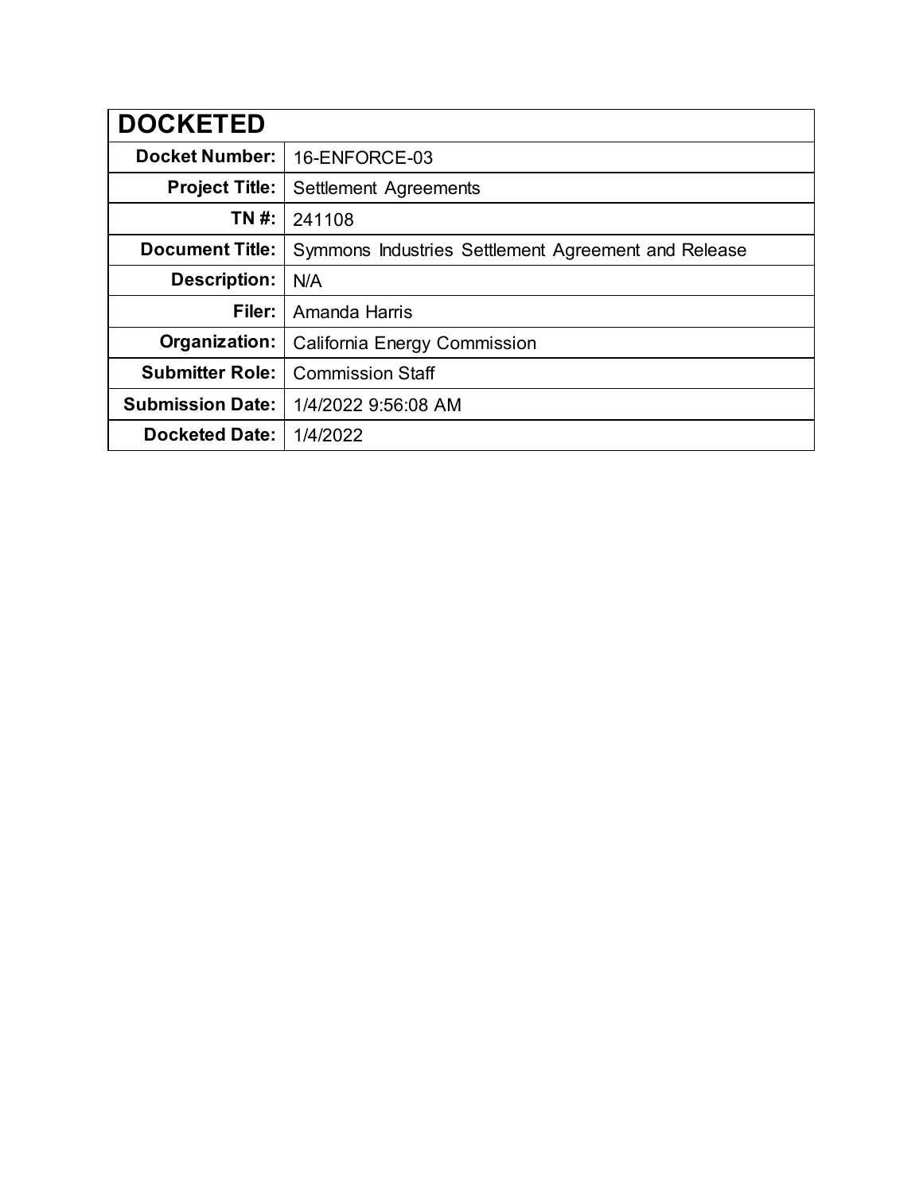| DOCKETED | |
|---|---|
| **Docket Number:** | 16-ENFORCE-03 |
| **Project Title:** | Settlement Agreements |
| **TN #:** | 241108 |
| **Document Title:** | Symmons Industries Settlement Agreement and Release |
| **Description:** | N/A |
| **Filer:** | Amanda Harris |
| **Organization:** | California Energy Commission |
| **Submitter Role:** | Commission Staff |
| **Submission Date:** | 1/4/2022 9:56:08 AM |
| **Docketed Date:** | 1/4/2022 |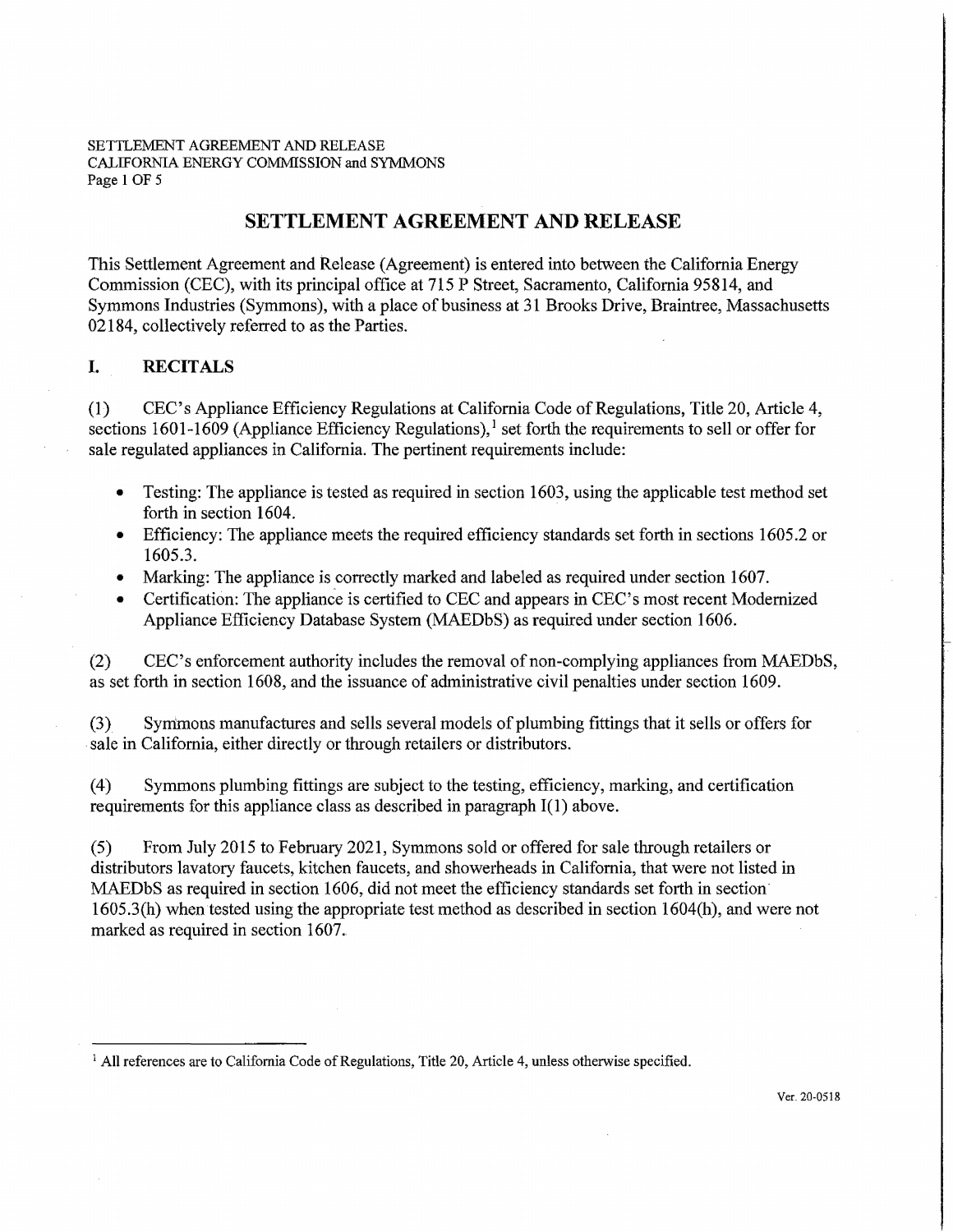# SETTLEMENT AGREEMENT AND RELEASE

This Settlement Agreement and Release (Agreement) is entered into between the California Energy Commission (CEC), with its principal office at 715 P Street, Sacramento, California 95814, and Symmons Industries (Symmons), with a place of business at 31 Brooks Drive, Braintree, Massachusetts 02184, collectively referred to as the Parties.

## I. RECITALS

(1) CEC's Appliance Efficiency Regulations at California Code of Regulations, Title 20, Article 4, sections 1601-1609 (Appliance Efficiency Regulations),[1] set forth the requirements to sell or offer for sale regulated appliances in California. The pertinent requirements include:

- Testing: The appliance is tested as required in section 1603, using the applicable test method set forth in section 1604.
- Efficiency: The appliance meets the required efficiency standards set forth in sections 1605.2 or 1605.3.
- Marking: The appliance is correctly marked and labeled as required under section 1607.
- Certification: The appliance is certified to CEC and appears in CEC's most recent Modernized Appliance Efficiency Database System (MAEDbS) as required under section 1606.

(2) CEC's enforcement authority includes the removal of non-complying appliances from MAEDbS, as set forth in section 1608, and the issuance of administrative civil penalties under section 1609.

(3) Symmons manufactures and sells several models of plumbing fittings that it sells or offers for sale in California, either directly or through retailers or distributors.

(4) Symmons plumbing fittings are subject to the testing, efficiency, marking, and certification requirements for this appliance class as described in paragraph I(1) above.

(5) From July 2015 to February 2021, Symmons sold or offered for sale through retailers or distributors lavatory faucets, kitchen faucets, and showerheads in California, that were not listed in MAEDbS as required in section 1606, did not meet the efficiency standards set forth in section 1605.3(h) when tested using the appropriate test method as described in section 1604(h), and were not marked as required in section 1607.

---

[1] All references are to California Code of Regulations, Title 20, Article 4, unless otherwise specified.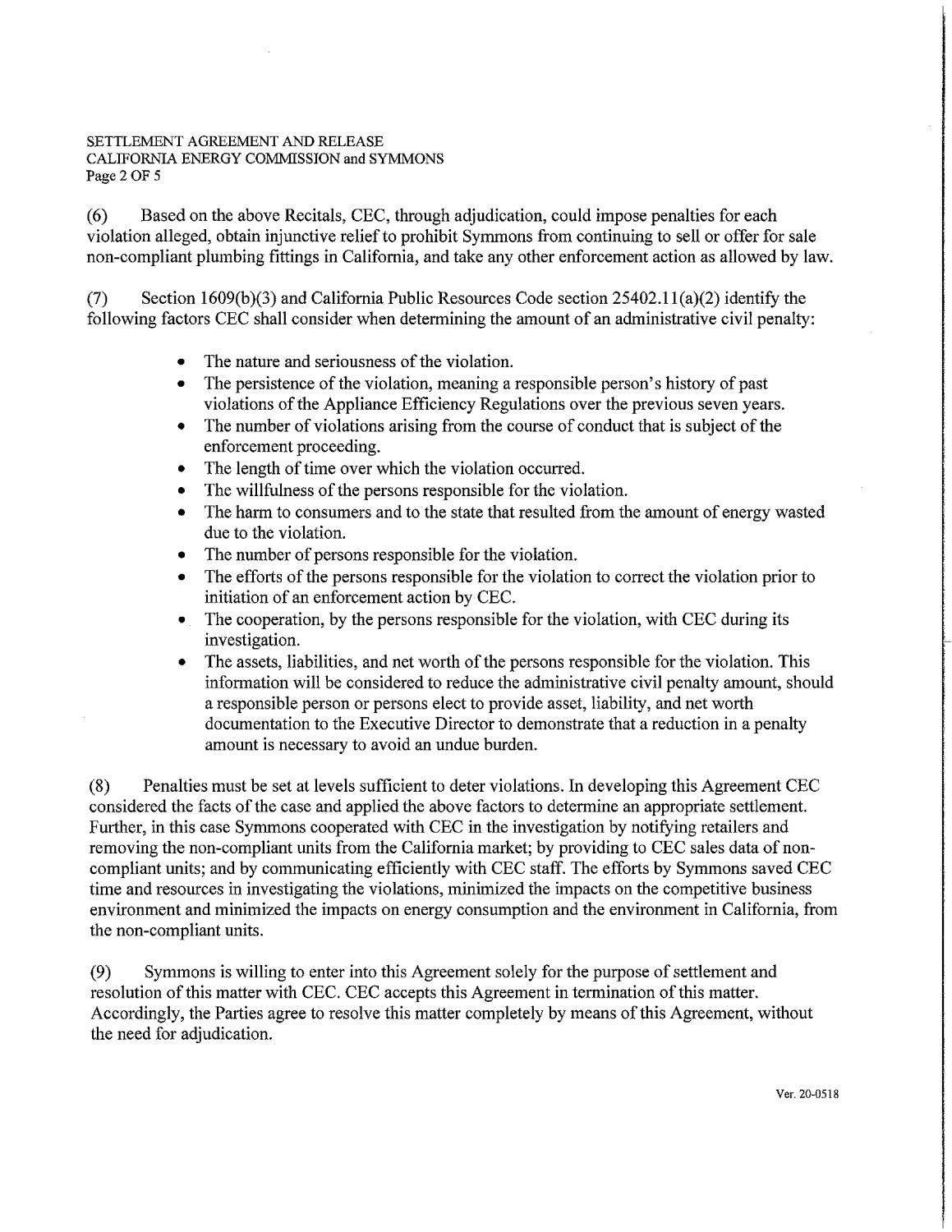(6) Based on the above Recitals, CEC, through adjudication, could impose penalties for each violation alleged, obtain injunctive relief to prohibit Symmons from continuing to sell or offer for sale non-compliant plumbing fittings in California, and take any other enforcement action as allowed by law.

(7) Section 1609(b)(3) and California Public Resources Code section 25402.11(a)(2) identify the following factors CEC shall consider when determining the amount of an administrative civil penalty:

- The nature and seriousness of the violation.
- The persistence of the violation, meaning a responsible person's history of past violations of the Appliance Efficiency Regulations over the previous seven years.
- The number of violations arising from the course of conduct that is subject of the enforcement proceeding.
- The length of time over which the violation occurred.
- The willfulness of the persons responsible for the violation.
- The harm to consumers and to the state that resulted from the amount of energy wasted due to the violation.
- The number of persons responsible for the violation.
- The efforts of the persons responsible for the violation to correct the violation prior to initiation of an enforcement action by CEC.
- The cooperation, by the persons responsible for the violation, with CEC during its investigation.
- The assets, liabilities, and net worth of the persons responsible for the violation. This information will be considered to reduce the administrative civil penalty amount, should a responsible person or persons elect to provide asset, liability, and net worth documentation to the Executive Director to demonstrate that a reduction in a penalty amount is necessary to avoid an undue burden.

(8) Penalties must be set at levels sufficient to deter violations. In developing this Agreement CEC considered the facts of the case and applied the above factors to determine an appropriate settlement. Further, in this case Symmons cooperated with CEC in the investigation by notifying retailers and removing the non-compliant units from the California market; by providing to CEC sales data of non-compliant units; and by communicating efficiently with CEC staff. The efforts by Symmons saved CEC time and resources in investigating the violations, minimized the impacts on the competitive business environment and minimized the impacts on energy consumption and the environment in California, from the non-compliant units.

(9) Symmons is willing to enter into this Agreement solely for the purpose of settlement and resolution of this matter with CEC. CEC accepts this Agreement in termination of this matter. Accordingly, the Parties agree to resolve this matter completely by means of this Agreement, without the need for adjudication.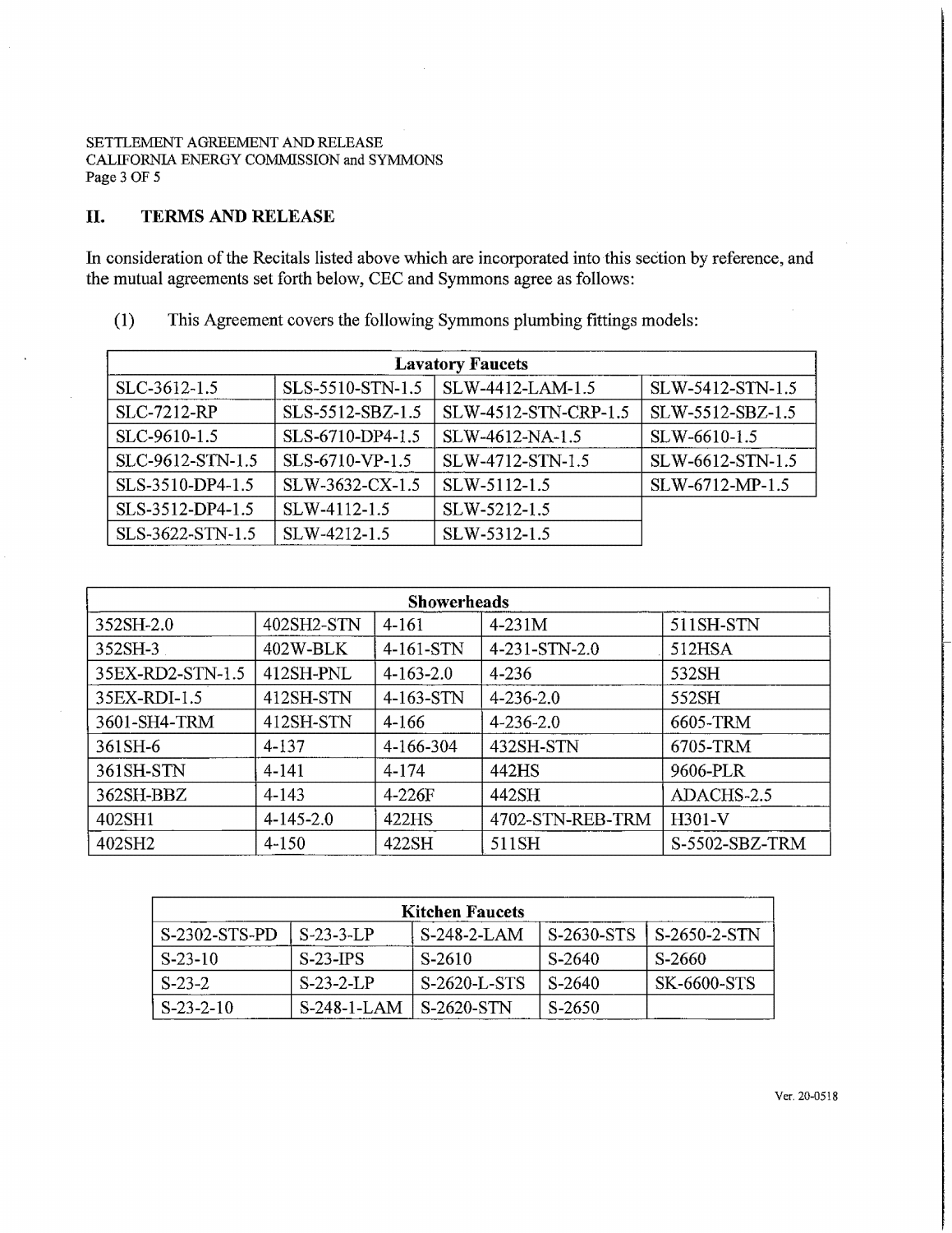## II. TERMS AND RELEASE

In consideration of the Recitals listed above which are incorporated into this section by reference, and the mutual agreements set forth below, CEC and Symmons agree as follows:

(1) This Agreement covers the following Symmons plumbing fittings models:

| Lavatory Faucets | | | |
|---|---|---|---|
| SLC-3612-1.5 | SLS-5510-STN-1.5 | SLW-4412-LAM-1.5 | SLW-5412-STN-1.5 |
| SLC-7212-RP | SLS-5512-SBZ-1.5 | SLW-4512-STN-CRP-1.5 | SLW-5512-SBZ-1.5 |
| SLC-9610-1.5 | SLS-6710-DP4-1.5 | SLW-4612-NA-1.5 | SLW-6610-1.5 |
| SLC-9612-STN-1.5 | SLS-6710-VP-1.5 | SLW-4712-STN-1.5 | SLW-6612-STN-1.5 |
| SLS-3510-DP4-1.5 | SLW-3632-CX-1.5 | SLW-5112-1.5 | SLW-6712-MP-1.5 |
| SLS-3512-DP4-1.5 | SLW-4112-1.5 | SLW-5212-1.5 | |
| SLS-3622-STN-1.5 | SLW-4212-1.5 | SLW-5312-1.5 | |

| Showerheads | | | | |
|---|---|---|---|---|
| 352SH-2.0 | 402SH2-STN | 4-161 | 4-231M | 511SH-STN |
| 352SH-3 | 402W-BLK | 4-161-STN | 4-231-STN-2.0 | 512HSA |
| 35EX-RD2-STN-1.5 | 412SH-PNL | 4-163-2.0 | 4-236 | 532SH |
| 35EX-RDI-1.5 | 412SH-STN | 4-163-STN | 4-236-2.0 | 552SH |
| 3601-SH4-TRM | 412SH-STN | 4-166 | 4-236-2.0 | 6605-TRM |
| 361SH-6 | 4-137 | 4-166-304 | 432SH-STN | 6705-TRM |
| 361SH-STN | 4-141 | 4-174 | 442HS | 9606-PLR |
| 362SH-BBZ | 4-143 | 4-226F | 442SH | ADACHS-2.5 |
| 402SH1 | 4-145-2.0 | 422HS | 4702-STN-REB-TRM | H301-V |
| 402SH2 | 4-150 | 422SH | 511SH | S-5502-SBZ-TRM |

| Kitchen Faucets | | | | |
|---|---|---|---|---|
| S-2302-STS-PD | S-23-3-LP | S-248-2-LAM | S-2630-STS | S-2650-2-STN |
| S-23-10 | S-23-IPS | S-2610 | S-2640 | S-2660 |
| S-23-2 | S-23-2-LP | S-2620-L-STS | S-2640 | SK-6600-STS |
| S-23-2-10 | S-248-1-LAM | S-2620-STN | S-2650 | |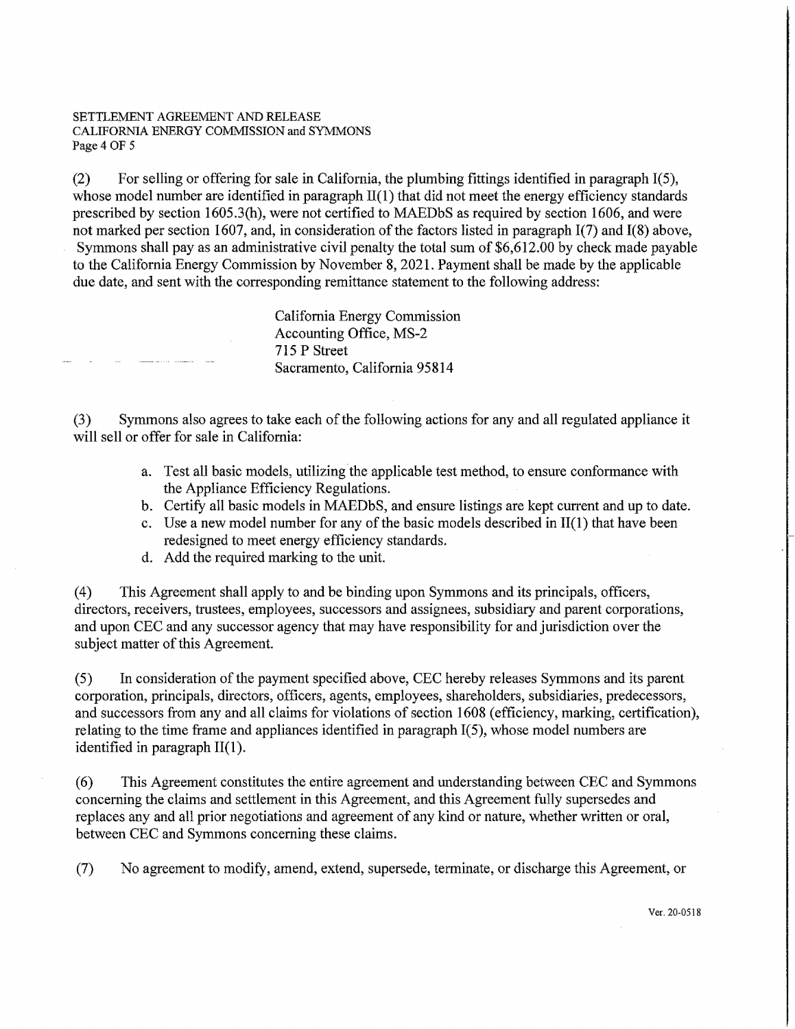(2) For selling or offering for sale in California, the plumbing fittings identified in paragraph I(5), whose model number are identified in paragraph II(1) that did not meet the energy efficiency standards prescribed by section 1605.3(h), were not certified to MAEDbS as required by section 1606, and were not marked per section 1607, and, in consideration of the factors listed in paragraph I(7) and I(8) above, Symmons shall pay as an administrative civil penalty the total sum of $6,612.00 by check made payable to the California Energy Commission by November 8, 2021. Payment shall be made by the applicable due date, and sent with the corresponding remittance statement to the following address:

> California Energy Commission
> Accounting Office, MS-2
> 715 P Street
> Sacramento, California 95814

(3) Symmons also agrees to take each of the following actions for any and all regulated appliance it will sell or offer for sale in California:

a. Test all basic models, utilizing the applicable test method, to ensure conformance with the Appliance Efficiency Regulations.
b. Certify all basic models in MAEDbS, and ensure listings are kept current and up to date.
c. Use a new model number for any of the basic models described in II(1) that have been redesigned to meet energy efficiency standards.
d. Add the required marking to the unit.

(4) This Agreement shall apply to and be binding upon Symmons and its principals, officers, directors, receivers, trustees, employees, successors and assignees, subsidiary and parent corporations, and upon CEC and any successor agency that may have responsibility for and jurisdiction over the subject matter of this Agreement.

(5) In consideration of the payment specified above, CEC hereby releases Symmons and its parent corporation, principals, directors, officers, agents, employees, shareholders, subsidiaries, predecessors, and successors from any and all claims for violations of section 1608 (efficiency, marking, certification), relating to the time frame and appliances identified in paragraph I(5), whose model numbers are identified in paragraph II(1).

(6) This Agreement constitutes the entire agreement and understanding between CEC and Symmons concerning the claims and settlement in this Agreement, and this Agreement fully supersedes and replaces any and all prior negotiations and agreement of any kind or nature, whether written or oral, between CEC and Symmons concerning these claims.

(7) No agreement to modify, amend, extend, supersede, terminate, or discharge this Agreement, or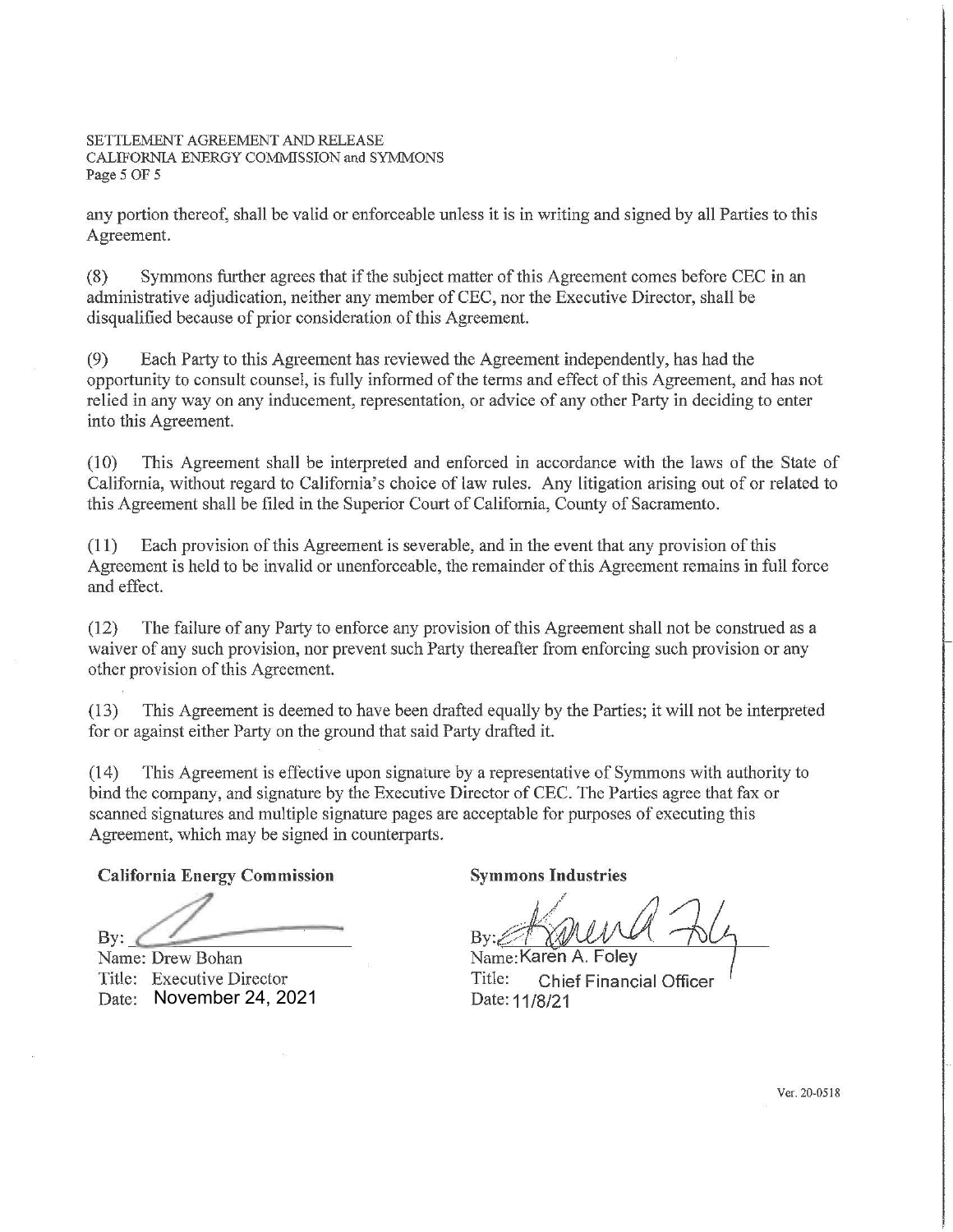any portion thereof, shall be valid or enforceable unless it is in writing and signed by all Parties to this Agreement.

(8) Symmons further agrees that if the subject matter of this Agreement comes before CEC in an administrative adjudication, neither any member of CEC, nor the Executive Director, shall be disqualified because of prior consideration of this Agreement.

(9) Each Party to this Agreement has reviewed the Agreement independently, has had the opportunity to consult counsel, is fully informed of the terms and effect of this Agreement, and has not relied in any way on any inducement, representation, or advice of any other Party in deciding to enter into this Agreement.

(10) This Agreement shall be interpreted and enforced in accordance with the laws of the State of California, without regard to California's choice of law rules. Any litigation arising out of or related to this Agreement shall be filed in the Superior Court of California, County of Sacramento.

(11) Each provision of this Agreement is severable, and in the event that any provision of this Agreement is held to be invalid or unenforceable, the remainder of this Agreement remains in full force and effect.

(12) The failure of any Party to enforce any provision of this Agreement shall not be construed as a waiver of any such provision, nor prevent such Party thereafter from enforcing such provision or any other provision of this Agreement.

(13) This Agreement is deemed to have been drafted equally by the Parties; it will not be interpreted for or against either Party on the ground that said Party drafted it.

(14) This Agreement is effective upon signature by a representative of Symmons with authority to bind the company, and signature by the Executive Director of CEC. The Parties agree that fax or scanned signatures and multiple signature pages are acceptable for purposes of executing this Agreement, which may be signed in counterparts.

**California Energy Commission**

By: ______________________

Name: Drew Bohan
Title: Executive Director
Date: November 24, 2021

**Symmons Industries**

By: ______________________

Name: Karen A. Foley
Title: Chief Financial Officer
Date: 11/8/21

Ver. 20-0518